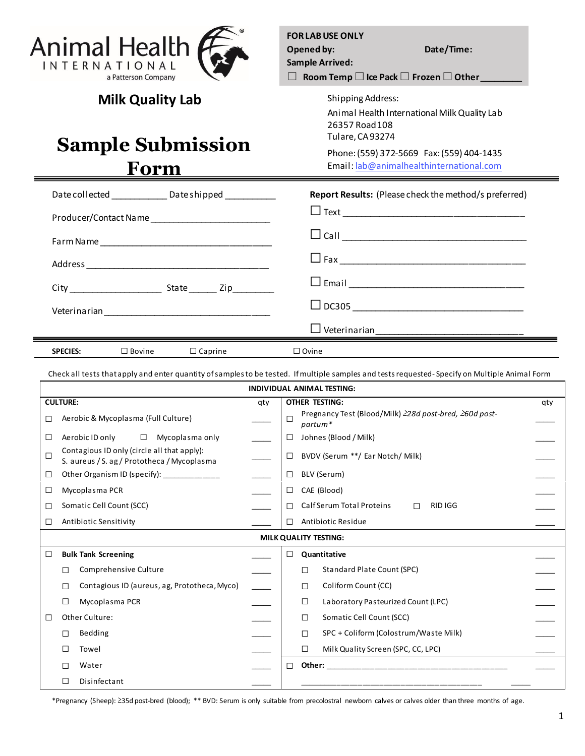Animal Health INTERNATIONAL a Patterson Company

**FOR LAB USE ONLY**
**Opened by:** **Date/Time:**
**Sample Arrived:**
☐ **Room Temp** ☐ **Ice Pack** ☐ **Frozen** ☐ **Other________**

## Milk Quality Lab

# Sample Submission Form

Shipping Address:
Animal Health International Milk Quality Lab
26357 Road 108
Tulare, CA 93274

Phone: (559) 372-5669 Fax: (559) 404-1435
Email: lab@animalhealthinternational.com

---

Date collected ___________ Date shipped __________

Producer/Contact Name ________________________

Farm Name _________________________________

Address ___________________________________

City __________________ State ______ Zip________

Veterinarian ________________________________

**Report Results:** (Please check the method/s preferred)

☐ Text ____________________________________

☐ Call ____________________________________

☐ Fax ____________________________________

☐ Email ___________________________________

☐ DC305 ___________________________________

☐ Veterinarian ______________________________

---

**SPECIES:** ☐ Bovine ☐ Caprine ☐ Ovine

Check all tests that apply and enter quantity of samples to be tested. If multiple samples and tests requested- Specify on Multiple Animal Form

| **INDIVIDUAL ANIMAL TESTING:** | | | |
|---|---|---|---|
| **CULTURE:** | qty | **OTHER TESTING:** | qty |
| ☐ Aerobic & Mycoplasma (Full Culture) | ____ | ☐ Pregnancy Test (Blood/Milk) *≥28d post-bred, ≥60d post-partum\** | ____ |
| ☐ Aerobic ID only ☐ Mycoplasma only | ____ | ☐ Johnes (Blood / Milk) | ____ |
| ☐ Contagious ID only (circle all that apply): S. aureus / S. ag / Prototheca / Mycoplasma | ____ | ☐ BVDV (Serum \*\*/ Ear Notch/ Milk) | ____ |
| ☐ Other Organism ID (specify): ____________ | ____ | ☐ BLV (Serum) | ____ |
| ☐ Mycoplasma PCR | ____ | ☐ CAE (Blood) | ____ |
| ☐ Somatic Cell Count (SCC) | ____ | ☐ Calf Serum Total Proteins ☐ RID IGG | ____ |
| ☐ Antibiotic Sensitivity | ____ | ☐ Antibiotic Residue | ____ |
| **MILK QUALITY TESTING:** | | | |
| ☐ **Bulk Tank Screening** | ____ | ☐ **Quantitative** | ____ |
| ☐ Comprehensive Culture | ____ | ☐ Standard Plate Count (SPC) | ____ |
| ☐ Contagious ID (aureus, ag, Prototheca, Myco) | ____ | ☐ Coliform Count (CC) | ____ |
| ☐ Mycoplasma PCR | ____ | ☐ Laboratory Pasteurized Count (LPC) | ____ |
| ☐ Other Culture: | ____ | ☐ Somatic Cell Count (SCC) | ____ |
| ☐ Bedding | ____ | ☐ SPC + Coliform (Colostrum/Waste Milk) | ____ |
| ☐ Towel | ____ | ☐ Milk Quality Screen (SPC, CC, LPC) | ____ |
| ☐ Water | ____ | ☐ **Other:** ____________________________________ | ____ |
| ☐ Disinfectant | ____ | ____________________________________ | ____ |

\*Pregnancy (Sheep): ≥35d post-bred (blood); \*\* BVD: Serum is only suitable from precolostral newborn calves or calves older than three months of age.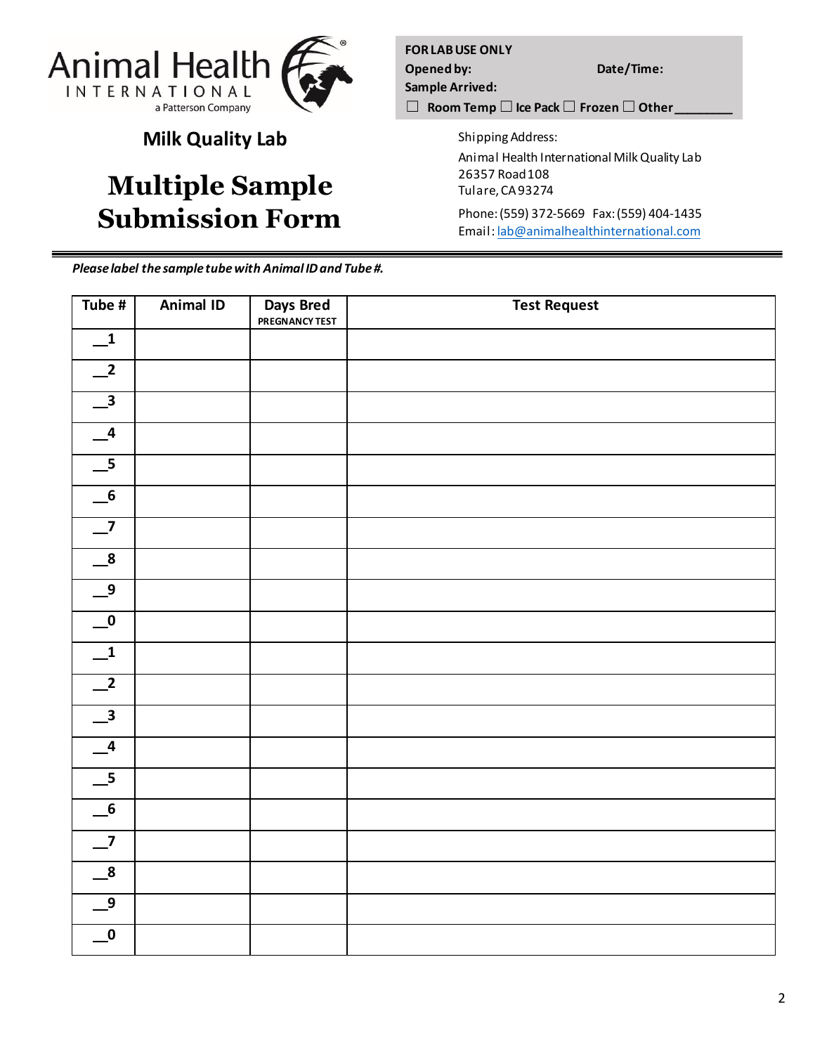Animal Health INTERNATIONAL a Patterson Company

**FOR LAB USE ONLY**
**Opened by:** **Date/Time:**
**Sample Arrived:**
☐ **Room Temp** ☐ **Ice Pack** ☐ **Frozen** ☐ **Other ________**

## Milk Quality Lab

# Multiple Sample Submission Form

Shipping Address:
Animal Health International Milk Quality Lab
26357 Road 108
Tulare, CA 93274

Phone: (559) 372-5669 Fax: (559) 404-1435
Email: lab@animalhealthinternational.com

***Please label the sample tube with Animal ID and Tube #.***

| Tube # | Animal ID | Days Bred PREGNANCY TEST | Test Request |
|---|---|---|---|
| __1 | | | |
| __2 | | | |
| __3 | | | |
| __4 | | | |
| __5 | | | |
| __6 | | | |
| __7 | | | |
| __8 | | | |
| __9 | | | |
| __0 | | | |
| __1 | | | |
| __2 | | | |
| __3 | | | |
| __4 | | | |
| __5 | | | |
| __6 | | | |
| __7 | | | |
| __8 | | | |
| __9 | | | |
| __0 | | | |